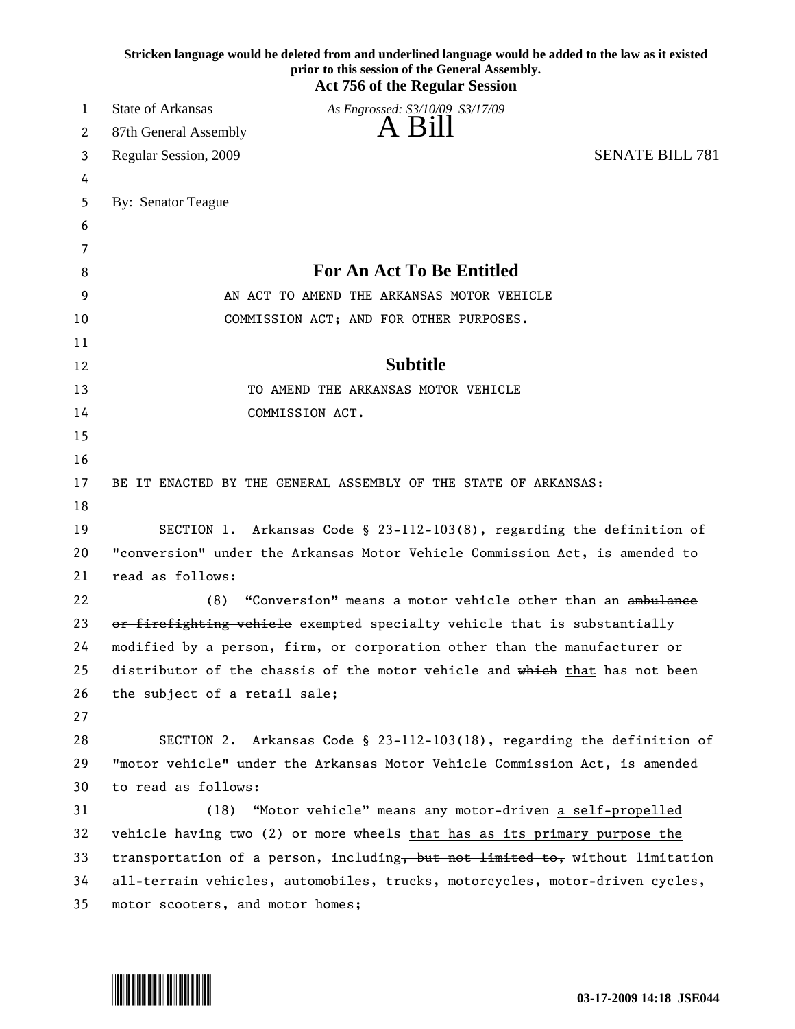**Stricken language would be deleted from and underlined language would be added to the law as it existed prior to this session of the General Assembly.**

**Act 756 of the Regular Session**

State of Arkansas — *As Engrossed: S3/10/09 S3/17/09*

87th General Assembly — A Bill

Regular Session, 2009 — SENATE BILL 781

By: Senator Teague

## For An Act To Be Entitled

AN ACT TO AMEND THE ARKANSAS MOTOR VEHICLE COMMISSION ACT; AND FOR OTHER PURPOSES.

## Subtitle

TO AMEND THE ARKANSAS MOTOR VEHICLE COMMISSION ACT.

BE IT ENACTED BY THE GENERAL ASSEMBLY OF THE STATE OF ARKANSAS:

SECTION 1. Arkansas Code § 23-112-103(8), regarding the definition of "conversion" under the Arkansas Motor Vehicle Commission Act, is amended to read as follows:

(8) "Conversion" means a motor vehicle other than an ~~ambulance or firefighting vehicle~~ <u>exempted specialty vehicle</u> that is substantially modified by a person, firm, or corporation other than the manufacturer or distributor of the chassis of the motor vehicle and ~~which~~ <u>that</u> has not been the subject of a retail sale;

SECTION 2. Arkansas Code § 23-112-103(18), regarding the definition of "motor vehicle" under the Arkansas Motor Vehicle Commission Act, is amended to read as follows:

(18) "Motor vehicle" means ~~any motor-driven~~ <u>a self-propelled</u> vehicle having two (2) or more wheels <u>that has as its primary purpose the transportation of a person</u>, including~~, but not limited to,~~ <u>without limitation</u> all-terrain vehicles, automobiles, trucks, motorcycles, motor-driven cycles, motor scooters, and motor homes;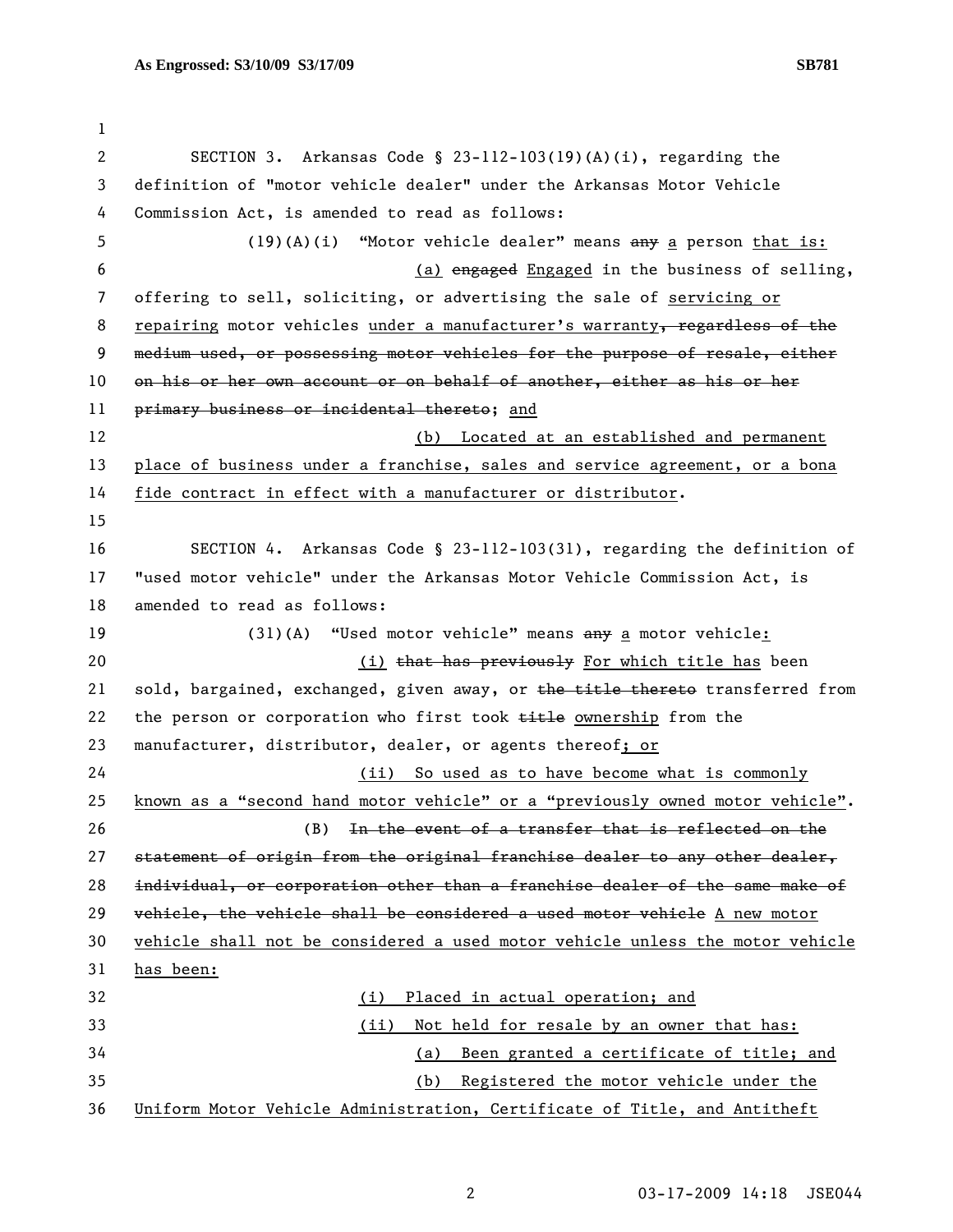SECTION 3. Arkansas Code § 23-112-103(19)(A)(i), regarding the definition of "motor vehicle dealer" under the Arkansas Motor Vehicle Commission Act, is amended to read as follows:

(19)(A)(i) "Motor vehicle dealer" means ~~any~~ <u>a</u> person <u>that is:</u>

<u>(a)</u> ~~engaged~~ <u>Engaged</u> in the business of selling, offering to sell, soliciting, or advertising the sale of <u>servicing or repairing</u> motor vehicles <u>under a manufacturer's warranty</u>~~, regardless of the medium used, or possessing motor vehicles for the purpose of resale, either on his or her own account or on behalf of another, either as his or her primary business or incidental thereto~~; <u>and</u>

<u>(b) Located at an established and permanent place of business under a franchise, sales and service agreement, or a bona fide contract in effect with a manufacturer or distributor</u>.

SECTION 4. Arkansas Code § 23-112-103(31), regarding the definition of "used motor vehicle" under the Arkansas Motor Vehicle Commission Act, is amended to read as follows:

(31)(A) "Used motor vehicle" means ~~any~~ <u>a</u> motor vehicle<u>:</u>

<u>(i)</u> ~~that has previously~~ <u>For which title has</u> been sold, bargained, exchanged, given away, or ~~the title thereto~~ transferred from the person or corporation who first took ~~title~~ <u>ownership</u> from the manufacturer, distributor, dealer, or agents thereof<u>; or</u>

<u>(ii) So used as to have become what is commonly known as a "second hand motor vehicle" or a "previously owned motor vehicle"</u>.

(B) ~~In the event of a transfer that is reflected on the statement of origin from the original franchise dealer to any other dealer, individual, or corporation other than a franchise dealer of the same make of vehicle, the vehicle shall be considered a used motor vehicle~~ <u>A new motor vehicle shall not be considered a used motor vehicle unless the motor vehicle has been:</u>

<u>(i) Placed in actual operation; and</u>

<u>(ii) Not held for resale by an owner that has:</u>

<u>(a) Been granted a certificate of title; and</u>

<u>(b) Registered the motor vehicle under the Uniform Motor Vehicle Administration, Certificate of Title, and Antitheft</u>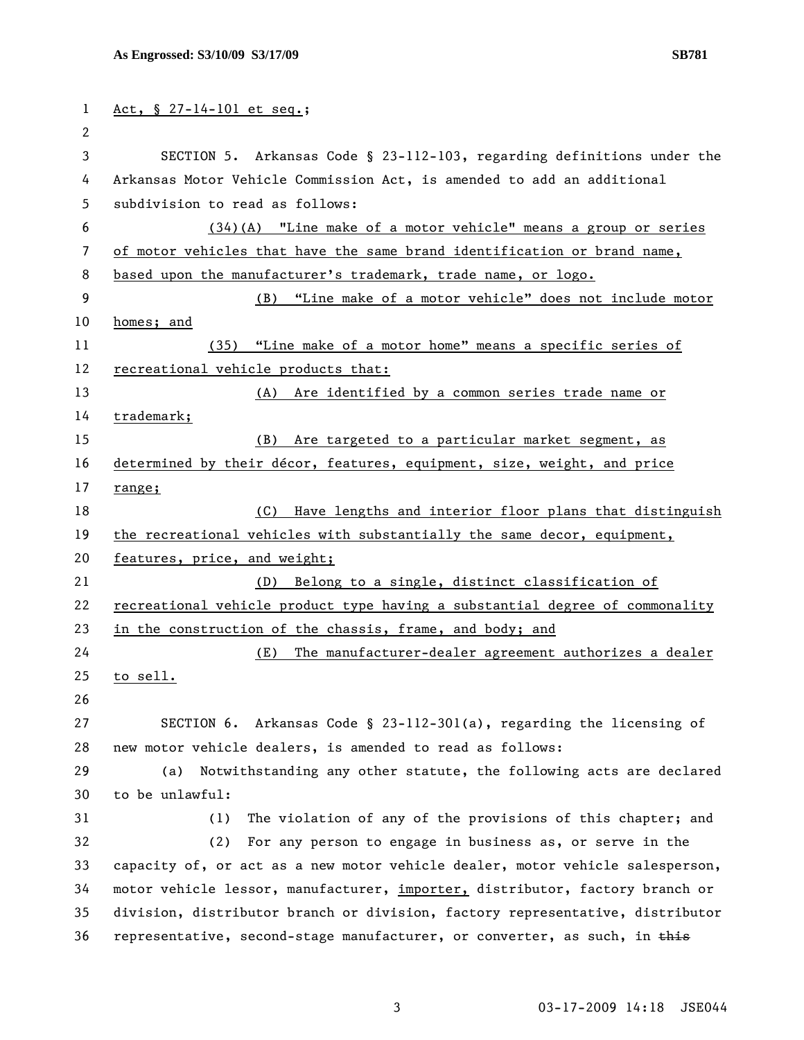Act, § 27-14-101 et seq.;

SECTION 5. Arkansas Code § 23-112-103, regarding definitions under the Arkansas Motor Vehicle Commission Act, is amended to add an additional subdivision to read as follows:

(34)(A) "Line make of a motor vehicle" means a group or series of motor vehicles that have the same brand identification or brand name, based upon the manufacturer's trademark, trade name, or logo.

(B) "Line make of a motor vehicle" does not include motor homes; and

(35) "Line make of a motor home" means a specific series of recreational vehicle products that:

(A) Are identified by a common series trade name or trademark;

(B) Are targeted to a particular market segment, as determined by their décor, features, equipment, size, weight, and price range;

(C) Have lengths and interior floor plans that distinguish the recreational vehicles with substantially the same decor, equipment, features, price, and weight;

(D) Belong to a single, distinct classification of recreational vehicle product type having a substantial degree of commonality in the construction of the chassis, frame, and body; and

(E) The manufacturer-dealer agreement authorizes a dealer to sell.

SECTION 6. Arkansas Code § 23-112-301(a), regarding the licensing of new motor vehicle dealers, is amended to read as follows:

(a) Notwithstanding any other statute, the following acts are declared to be unlawful:

(1) The violation of any of the provisions of this chapter; and

(2) For any person to engage in business as, or serve in the capacity of, or act as a new motor vehicle dealer, motor vehicle salesperson, motor vehicle lessor, manufacturer, importer, distributor, factory branch or division, distributor branch or division, factory representative, distributor representative, second-stage manufacturer, or converter, as such, in ~~this~~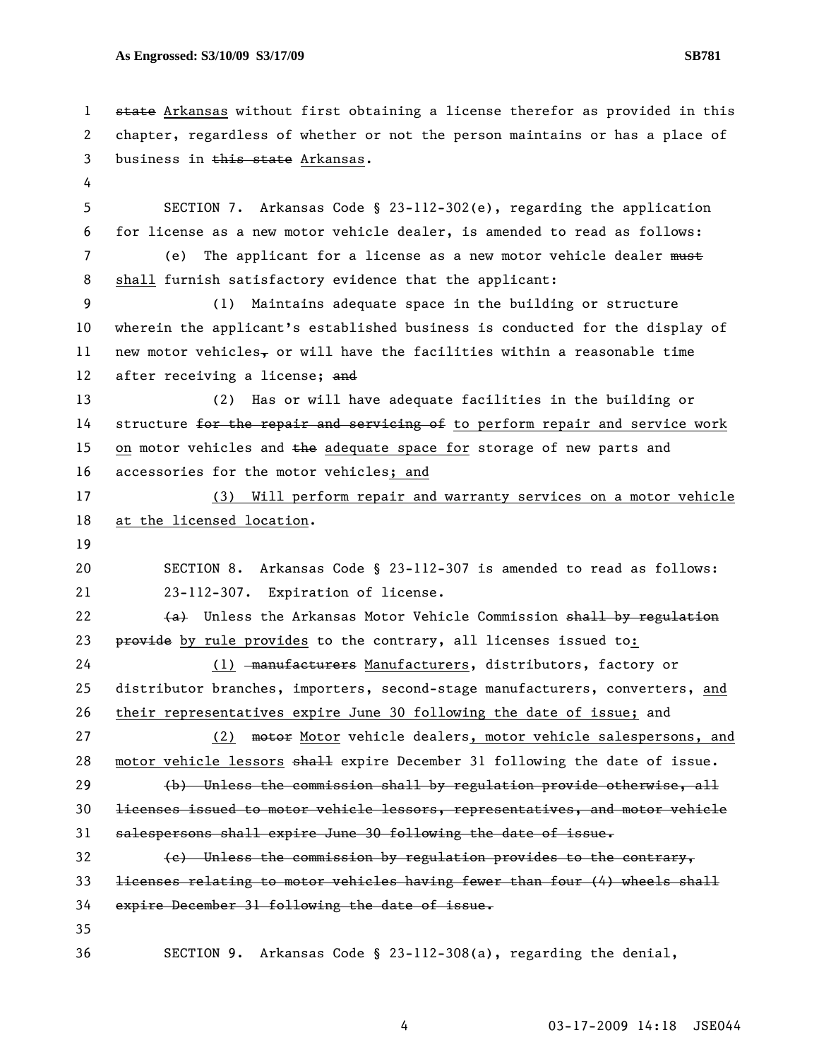~~state~~ Arkansas without first obtaining a license therefor as provided in this chapter, regardless of whether or not the person maintains or has a place of business in ~~this state~~ Arkansas.

SECTION 7. Arkansas Code § 23-112-302(e), regarding the application for license as a new motor vehicle dealer, is amended to read as follows:

(e) The applicant for a license as a new motor vehicle dealer ~~must~~ shall furnish satisfactory evidence that the applicant:

(1) Maintains adequate space in the building or structure wherein the applicant's established business is conducted for the display of new motor vehicles~~,~~ or will have the facilities within a reasonable time after receiving a license; ~~and~~

(2) Has or will have adequate facilities in the building or structure ~~for the repair and servicing of~~ to perform repair and service work on motor vehicles and ~~the~~ adequate space for storage of new parts and accessories for the motor vehicles; and

(3) Will perform repair and warranty services on a motor vehicle at the licensed location.

SECTION 8. Arkansas Code § 23-112-307 is amended to read as follows:

23-112-307. Expiration of license.

~~(a)~~ Unless the Arkansas Motor Vehicle Commission ~~shall by regulation provide~~ by rule provides to the contrary, all licenses issued to:

(1) ~~manufacturers~~ Manufacturers, distributors, factory or distributor branches, importers, second-stage manufacturers, converters, and their representatives expire June 30 following the date of issue; and

(2) ~~motor~~ Motor vehicle dealers, motor vehicle salespersons, and motor vehicle lessors ~~shall~~ expire December 31 following the date of issue.

~~(b) Unless the commission shall by regulation provide otherwise, all licenses issued to motor vehicle lessors, representatives, and motor vehicle salespersons shall expire June 30 following the date of issue.~~

~~(c) Unless the commission by regulation provides to the contrary, licenses relating to motor vehicles having fewer than four (4) wheels shall expire December 31 following the date of issue.~~

SECTION 9. Arkansas Code § 23-112-308(a), regarding the denial,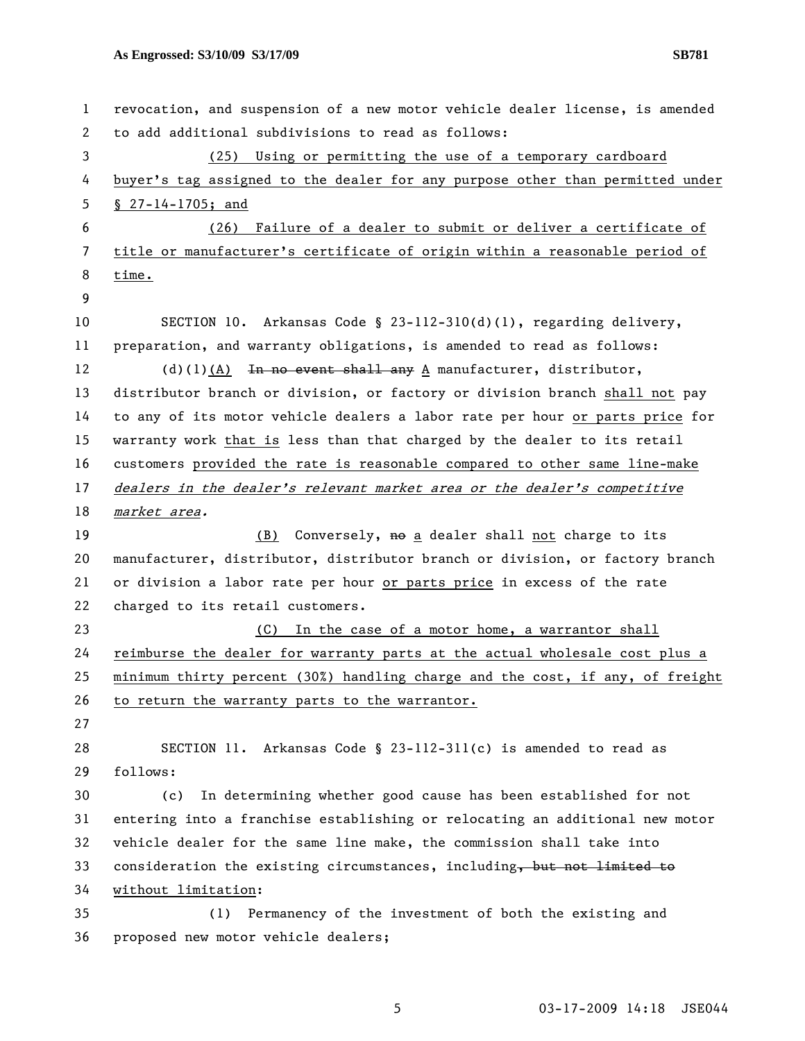revocation, and suspension of a new motor vehicle dealer license, is amended to add additional subdivisions to read as follows:

(25) Using or permitting the use of a temporary cardboard buyer's tag assigned to the dealer for any purpose other than permitted under § 27-14-1705; and

(26) Failure of a dealer to submit or deliver a certificate of title or manufacturer's certificate of origin within a reasonable period of time.

SECTION 10. Arkansas Code § 23-112-310(d)(1), regarding delivery, preparation, and warranty obligations, is amended to read as follows:

(d)(1)(A) ~~In no event shall any~~ A manufacturer, distributor, distributor branch or division, or factory or division branch shall not pay to any of its motor vehicle dealers a labor rate per hour or parts price for warranty work that is less than that charged by the dealer to its retail customers provided the rate is reasonable compared to other same line-make *dealers in the dealer's relevant market area or the dealer's competitive market area.*

(B) Conversely, ~~no~~ a dealer shall not charge to its manufacturer, distributor, distributor branch or division, or factory branch or division a labor rate per hour or parts price in excess of the rate charged to its retail customers.

(C) In the case of a motor home, a warrantor shall reimburse the dealer for warranty parts at the actual wholesale cost plus a minimum thirty percent (30%) handling charge and the cost, if any, of freight to return the warranty parts to the warrantor.

SECTION 11. Arkansas Code § 23-112-311(c) is amended to read as follows:

(c) In determining whether good cause has been established for not entering into a franchise establishing or relocating an additional new motor vehicle dealer for the same line make, the commission shall take into consideration the existing circumstances, including~~, but not limited to~~ without limitation:

(1) Permanency of the investment of both the existing and proposed new motor vehicle dealers;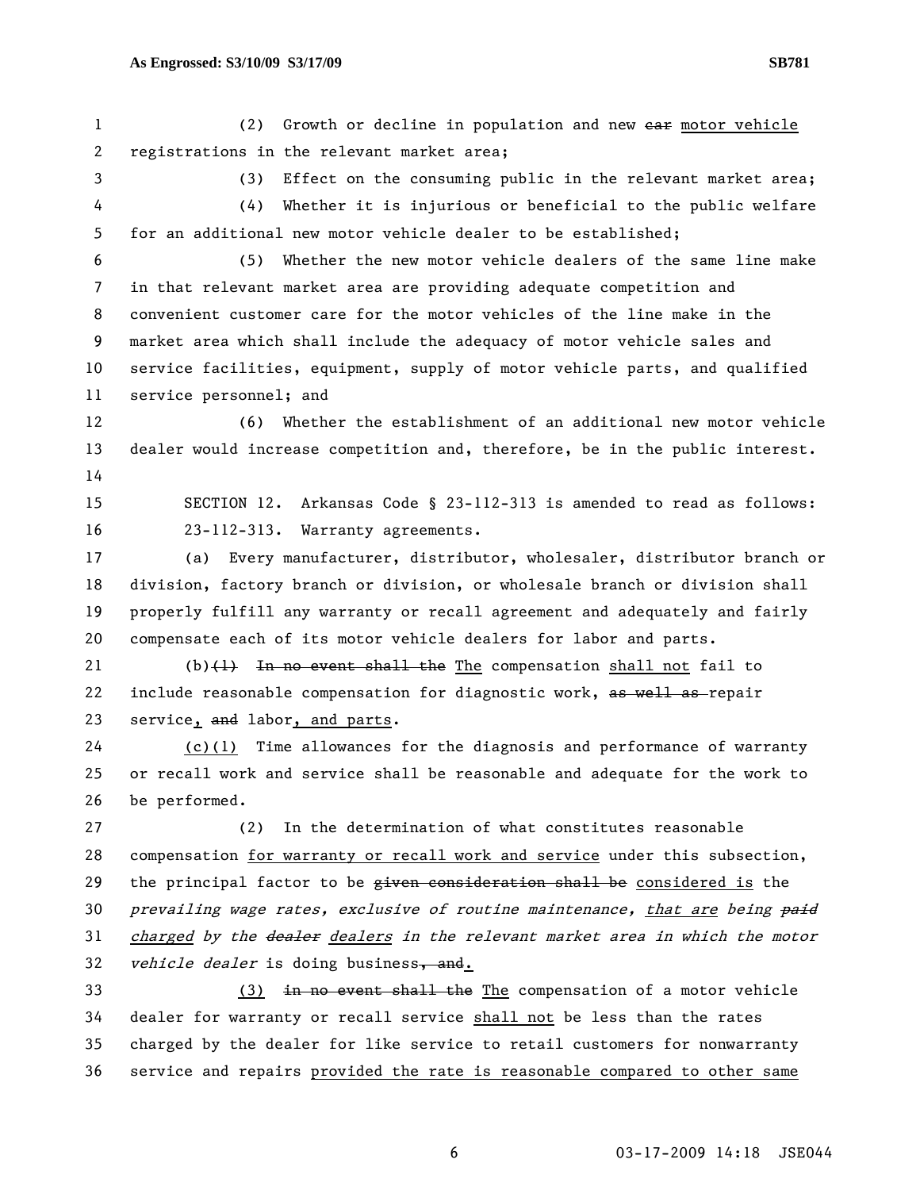(2) Growth or decline in population and new ~~car~~ motor vehicle registrations in the relevant market area;

(3) Effect on the consuming public in the relevant market area;

(4) Whether it is injurious or beneficial to the public welfare for an additional new motor vehicle dealer to be established;

(5) Whether the new motor vehicle dealers of the same line make in that relevant market area are providing adequate competition and convenient customer care for the motor vehicles of the line make in the market area which shall include the adequacy of motor vehicle sales and service facilities, equipment, supply of motor vehicle parts, and qualified service personnel; and

(6) Whether the establishment of an additional new motor vehicle dealer would increase competition and, therefore, be in the public interest.

SECTION 12. Arkansas Code § 23-112-313 is amended to read as follows:

23-112-313. Warranty agreements.

(a) Every manufacturer, distributor, wholesaler, distributor branch or division, factory branch or division, or wholesale branch or division shall properly fulfill any warranty or recall agreement and adequately and fairly compensate each of its motor vehicle dealers for labor and parts.

(b)~~(1)~~ ~~In no event shall the~~ The compensation shall not fail to include reasonable compensation for diagnostic work, ~~as well as~~ repair service, ~~and~~ labor, and parts.

(c)(1) Time allowances for the diagnosis and performance of warranty or recall work and service shall be reasonable and adequate for the work to be performed.

(2) In the determination of what constitutes reasonable compensation for warranty or recall work and service under this subsection, the principal factor to be ~~given consideration shall be~~ considered is the *prevailing wage rates, exclusive of routine maintenance, that are being ~~paid~~ charged by the ~~dealer~~ dealers in the relevant market area in which the motor vehicle dealer* is doing business~~, and~~.

(3) ~~in no event shall the~~ The compensation of a motor vehicle dealer for warranty or recall service shall not be less than the rates charged by the dealer for like service to retail customers for nonwarranty service and repairs provided the rate is reasonable compared to other same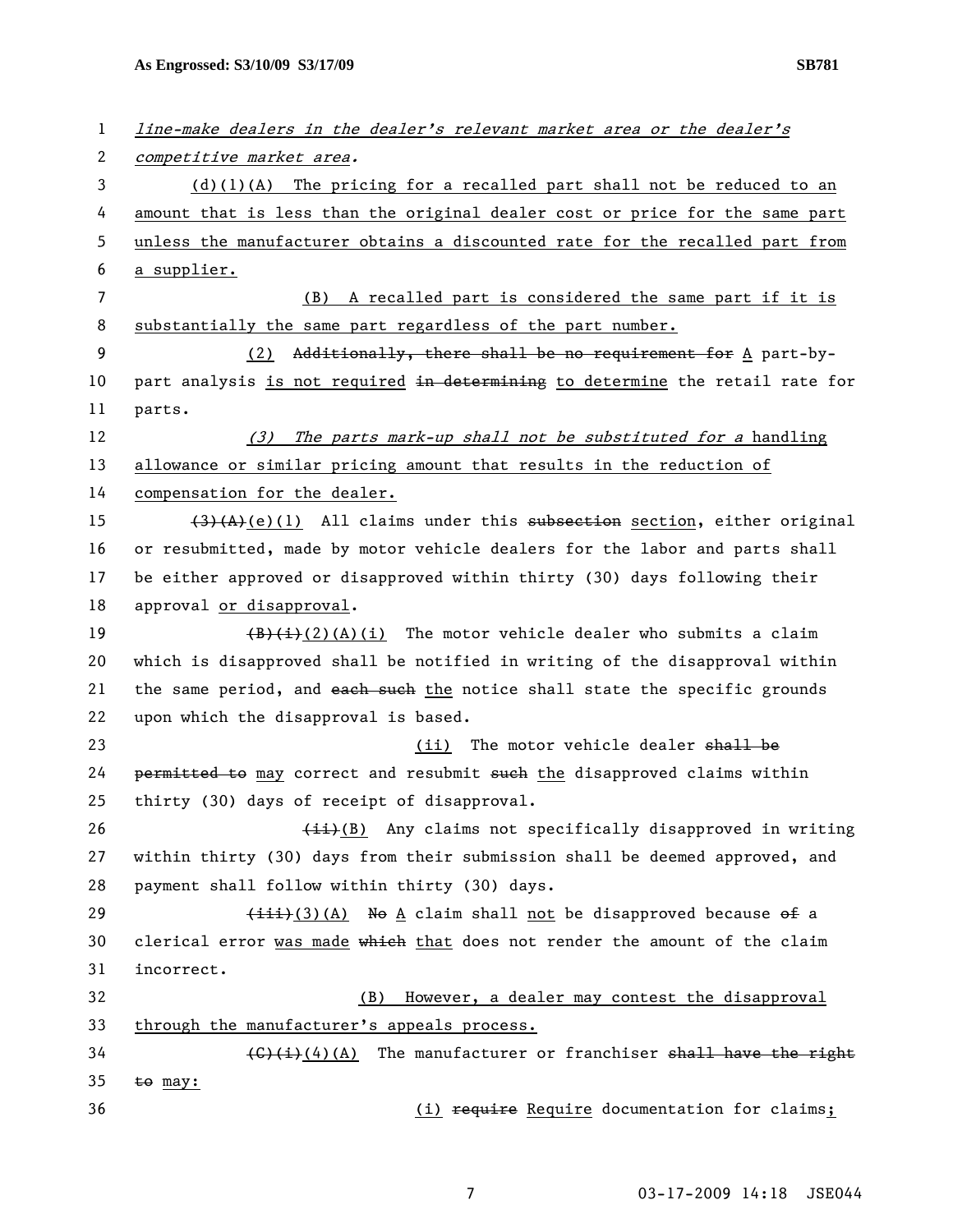*line-make dealers in the dealer's relevant market area or the dealer's competitive market area.*

(d)(1)(A) The pricing for a recalled part shall not be reduced to an amount that is less than the original dealer cost or price for the same part unless the manufacturer obtains a discounted rate for the recalled part from a supplier.

(B) A recalled part is considered the same part if it is substantially the same part regardless of the part number.

(2) ~~Additionally, there shall be no requirement for~~ A part-by-part analysis is not required ~~in determining~~ to determine the retail rate for parts.

*(3) The parts mark-up shall not be substituted for a* handling allowance or similar pricing amount that results in the reduction of compensation for the dealer.

~~(3)(A)~~(e)(1) All claims under this ~~subsection~~ section, either original or resubmitted, made by motor vehicle dealers for the labor and parts shall be either approved or disapproved within thirty (30) days following their approval or disapproval.

~~(B)(i)~~(2)(A)(i) The motor vehicle dealer who submits a claim which is disapproved shall be notified in writing of the disapproval within the same period, and ~~each such~~ the notice shall state the specific grounds upon which the disapproval is based.

(ii) The motor vehicle dealer ~~shall be permitted to~~ may correct and resubmit ~~such~~ the disapproved claims within thirty (30) days of receipt of disapproval.

~~(ii)~~(B) Any claims not specifically disapproved in writing within thirty (30) days from their submission shall be deemed approved, and payment shall follow within thirty (30) days.

~~(iii)~~(3)(A) ~~No~~ A claim shall not be disapproved because ~~of~~ a clerical error was made ~~which~~ that does not render the amount of the claim incorrect.

(B) However, a dealer may contest the disapproval through the manufacturer's appeals process.

~~(C)(i)~~(4)(A) The manufacturer or franchiser ~~shall have the right to~~ may:

(i) ~~require~~ Require documentation for claims;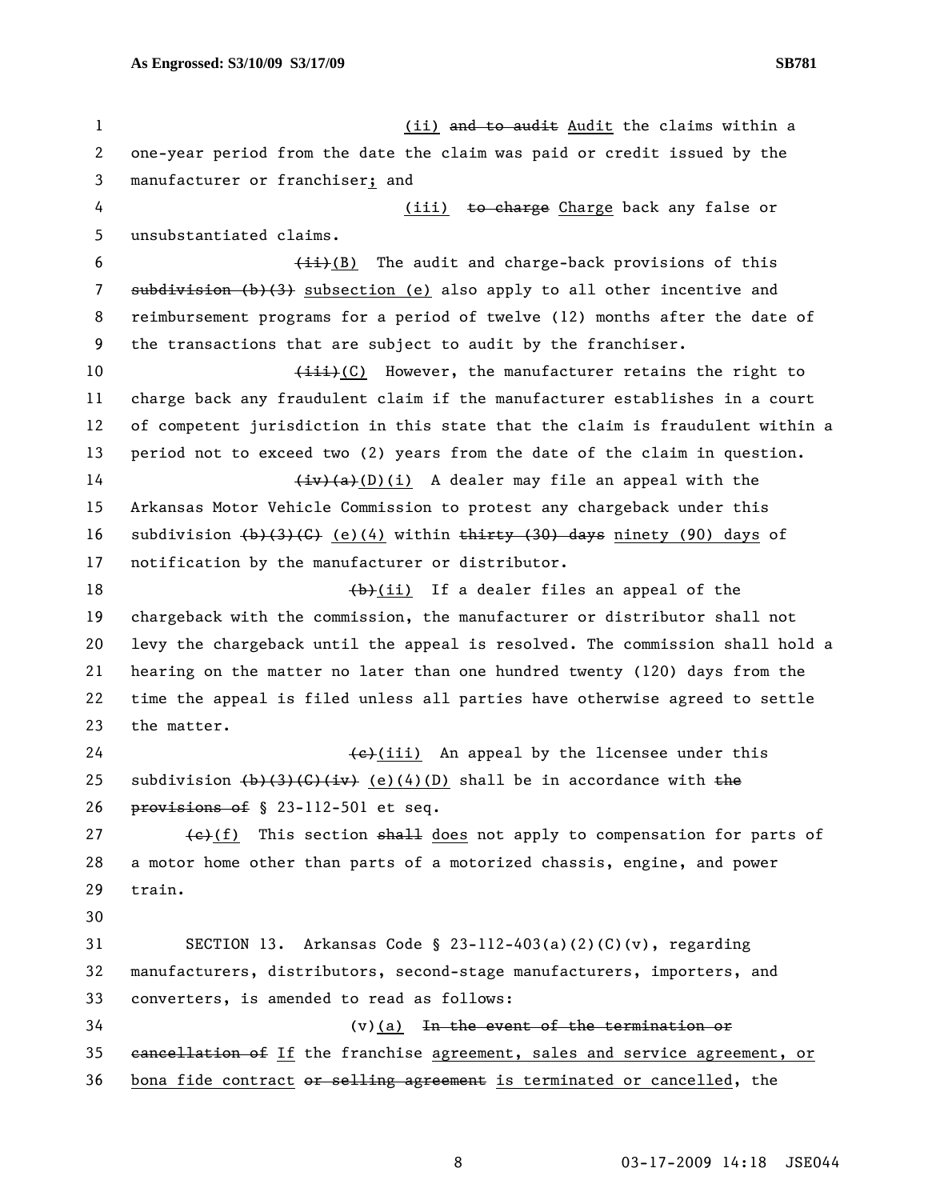(ii) ~~and to audit~~ Audit the claims within a one-year period from the date the claim was paid or credit issued by the manufacturer or franchiser; and

(iii) ~~to charge~~ Charge back any false or unsubstantiated claims.

~~(ii)~~(B) The audit and charge-back provisions of this ~~subdivision (b)(3)~~ subsection (e) also apply to all other incentive and reimbursement programs for a period of twelve (12) months after the date of the transactions that are subject to audit by the franchiser.

~~(iii)~~(C) However, the manufacturer retains the right to charge back any fraudulent claim if the manufacturer establishes in a court of competent jurisdiction in this state that the claim is fraudulent within a period not to exceed two (2) years from the date of the claim in question.

~~(iv)(a)~~(D)(i) A dealer may file an appeal with the Arkansas Motor Vehicle Commission to protest any chargeback under this subdivision ~~(b)(3)(C)~~ (e)(4) within ~~thirty (30) days~~ ninety (90) days of notification by the manufacturer or distributor.

~~(b)~~(ii) If a dealer files an appeal of the chargeback with the commission, the manufacturer or distributor shall not levy the chargeback until the appeal is resolved. The commission shall hold a hearing on the matter no later than one hundred twenty (120) days from the time the appeal is filed unless all parties have otherwise agreed to settle the matter.

~~(c)~~(iii) An appeal by the licensee under this subdivision ~~(b)(3)(C)(iv)~~ (e)(4)(D) shall be in accordance with ~~the provisions of~~ § 23-112-501 et seq.

~~(c)~~(f) This section ~~shall~~ does not apply to compensation for parts of a motor home other than parts of a motorized chassis, engine, and power train.

SECTION 13. Arkansas Code § 23-112-403(a)(2)(C)(v), regarding manufacturers, distributors, second-stage manufacturers, importers, and converters, is amended to read as follows:

(v)(a) ~~In the event of the termination or cancellation of~~ If the franchise agreement, sales and service agreement, or bona fide contract ~~or selling agreement~~ is terminated or cancelled, the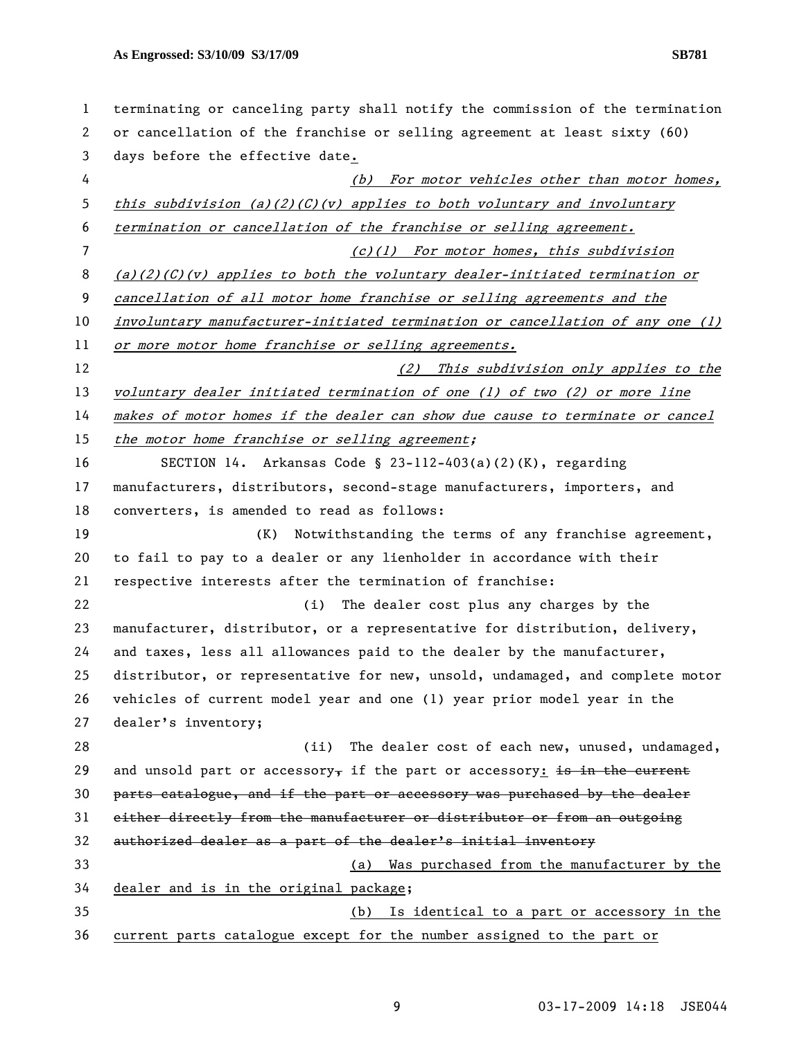terminating or canceling party shall notify the commission of the termination or cancellation of the franchise or selling agreement at least sixty (60) days before the effective date.

*(b) For motor vehicles other than motor homes, this subdivision (a)(2)(C)(v) applies to both voluntary and involuntary termination or cancellation of the franchise or selling agreement.*

*(c)(1) For motor homes, this subdivision (a)(2)(C)(v) applies to both the voluntary dealer-initiated termination or cancellation of all motor home franchise or selling agreements and the involuntary manufacturer-initiated termination or cancellation of any one (1) or more motor home franchise or selling agreements.*

*(2) This subdivision only applies to the voluntary dealer initiated termination of one (1) of two (2) or more line makes of motor homes if the dealer can show due cause to terminate or cancel the motor home franchise or selling agreement;*

SECTION 14. Arkansas Code § 23-112-403(a)(2)(K), regarding manufacturers, distributors, second-stage manufacturers, importers, and converters, is amended to read as follows:

(K) Notwithstanding the terms of any franchise agreement, to fail to pay to a dealer or any lienholder in accordance with their respective interests after the termination of franchise:

(i) The dealer cost plus any charges by the manufacturer, distributor, or a representative for distribution, delivery, and taxes, less all allowances paid to the dealer by the manufacturer, distributor, or representative for new, unsold, undamaged, and complete motor vehicles of current model year and one (1) year prior model year in the dealer's inventory;

(ii) The dealer cost of each new, unused, undamaged, and unsold part or accessory~~,~~ if the part or accessory: ~~is in the current parts catalogue, and if the part or accessory was purchased by the dealer either directly from the manufacturer or distributor or from an outgoing authorized dealer as a part of the dealer's initial inventory~~

(a) Was purchased from the manufacturer by the dealer and is in the original package;

(b) Is identical to a part or accessory in the current parts catalogue except for the number assigned to the part or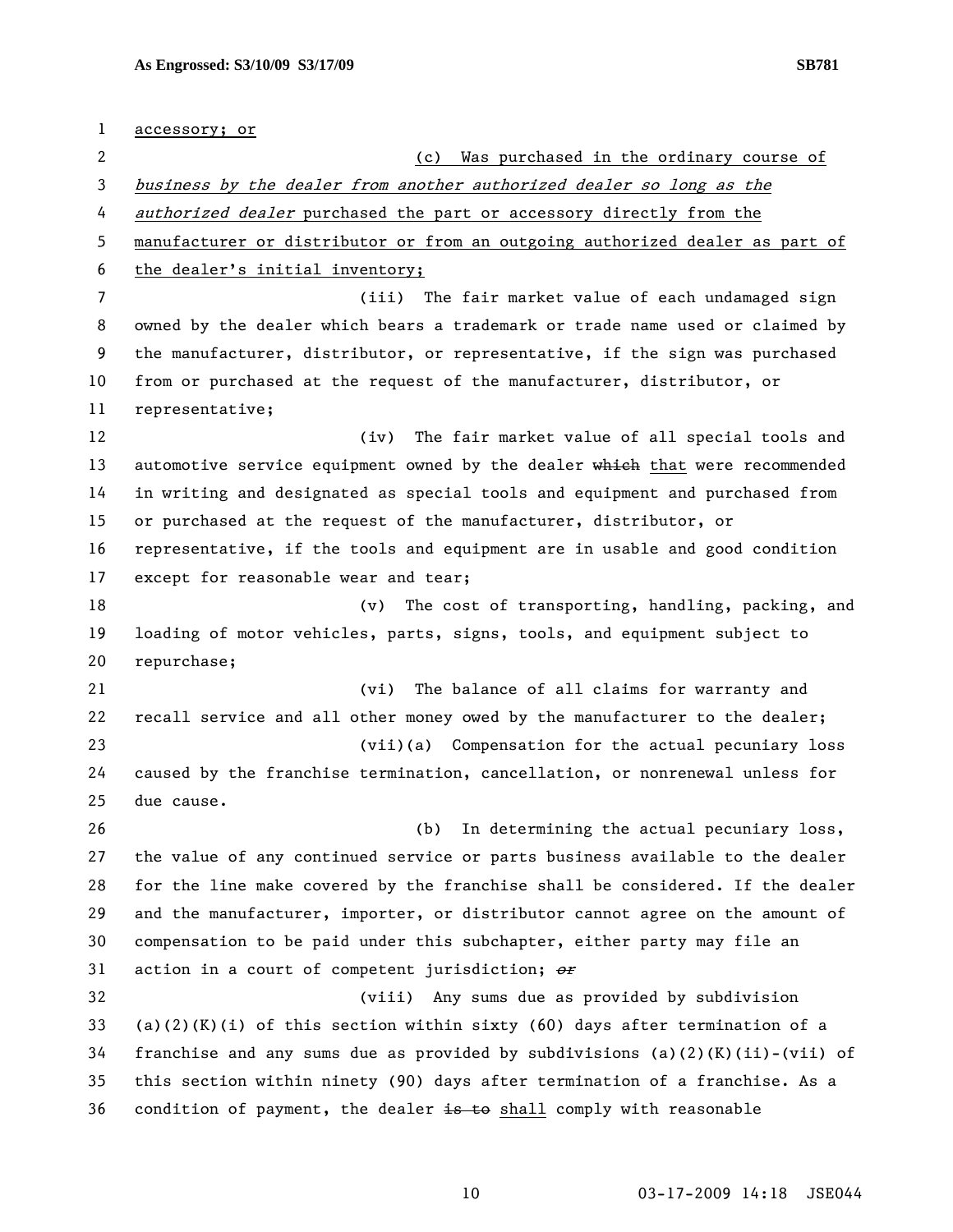accessory; or

(c) Was purchased in the ordinary course of *business by the dealer from another authorized dealer so long as the authorized dealer* purchased the part or accessory directly from the manufacturer or distributor or from an outgoing authorized dealer as part of the dealer's initial inventory;

(iii) The fair market value of each undamaged sign owned by the dealer which bears a trademark or trade name used or claimed by the manufacturer, distributor, or representative, if the sign was purchased from or purchased at the request of the manufacturer, distributor, or representative;

(iv) The fair market value of all special tools and automotive service equipment owned by the dealer ~~which~~ that were recommended in writing and designated as special tools and equipment and purchased from or purchased at the request of the manufacturer, distributor, or representative, if the tools and equipment are in usable and good condition except for reasonable wear and tear;

(v) The cost of transporting, handling, packing, and loading of motor vehicles, parts, signs, tools, and equipment subject to repurchase;

(vi) The balance of all claims for warranty and recall service and all other money owed by the manufacturer to the dealer;

(vii)(a) Compensation for the actual pecuniary loss caused by the franchise termination, cancellation, or nonrenewal unless for due cause.

(b) In determining the actual pecuniary loss, the value of any continued service or parts business available to the dealer for the line make covered by the franchise shall be considered. If the dealer and the manufacturer, importer, or distributor cannot agree on the amount of compensation to be paid under this subchapter, either party may file an action in a court of competent jurisdiction; ~~*or*~~

(viii) Any sums due as provided by subdivision (a)(2)(K)(i) of this section within sixty (60) days after termination of a franchise and any sums due as provided by subdivisions (a)(2)(K)(ii)-(vii) of this section within ninety (90) days after termination of a franchise. As a condition of payment, the dealer ~~is to~~ shall comply with reasonable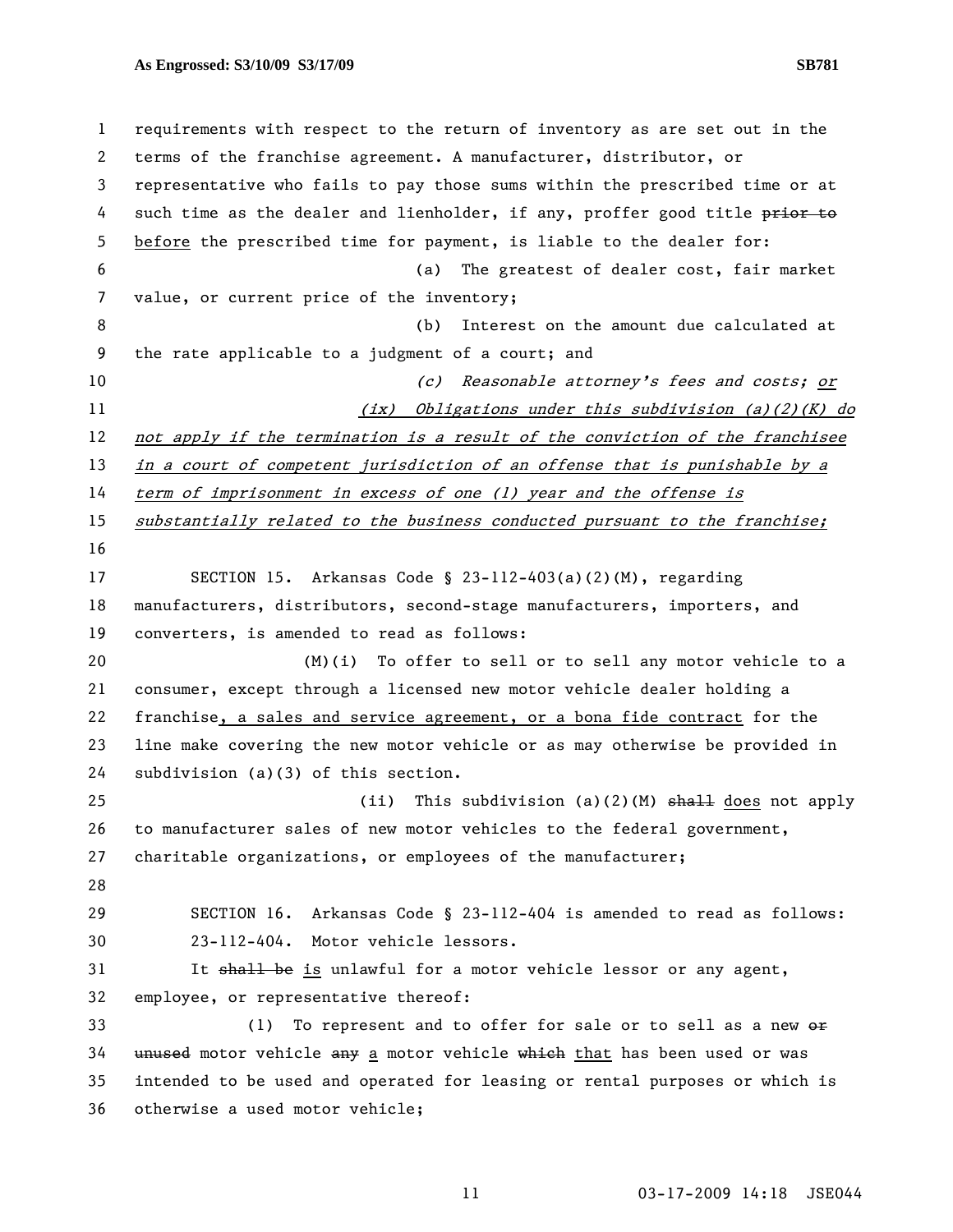requirements with respect to the return of inventory as are set out in the terms of the franchise agreement. A manufacturer, distributor, or representative who fails to pay those sums within the prescribed time or at such time as the dealer and lienholder, if any, proffer good title ~~prior to~~ <u>before</u> the prescribed time for payment, is liable to the dealer for:

(a) The greatest of dealer cost, fair market value, or current price of the inventory;

(b) Interest on the amount due calculated at the rate applicable to a judgment of a court; and

*(c) Reasonable attorney's fees and costs; <u>or</u>*

*<u>(ix) Obligations under this subdivision (a)(2)(K) do not apply if the termination is a result of the conviction of the franchisee in a court of competent jurisdiction of an offense that is punishable by a term of imprisonment in excess of one (1) year and the offense is substantially related to the business conducted pursuant to the franchise;</u>*

SECTION 15. Arkansas Code § 23-112-403(a)(2)(M), regarding manufacturers, distributors, second-stage manufacturers, importers, and converters, is amended to read as follows:

(M)(i) To offer to sell or to sell any motor vehicle to a consumer, except through a licensed new motor vehicle dealer holding a franchise<u>, a sales and service agreement, or a bona fide contract</u> for the line make covering the new motor vehicle or as may otherwise be provided in subdivision (a)(3) of this section.

(ii) This subdivision (a)(2)(M) ~~shall~~ <u>does</u> not apply to manufacturer sales of new motor vehicles to the federal government, charitable organizations, or employees of the manufacturer;

SECTION 16. Arkansas Code § 23-112-404 is amended to read as follows:

23-112-404. Motor vehicle lessors.

It ~~shall be~~ <u>is</u> unlawful for a motor vehicle lessor or any agent, employee, or representative thereof:

(1) To represent and to offer for sale or to sell as a new ~~or unused~~ motor vehicle ~~any~~ <u>a</u> motor vehicle ~~which~~ <u>that</u> has been used or was intended to be used and operated for leasing or rental purposes or which is otherwise a used motor vehicle;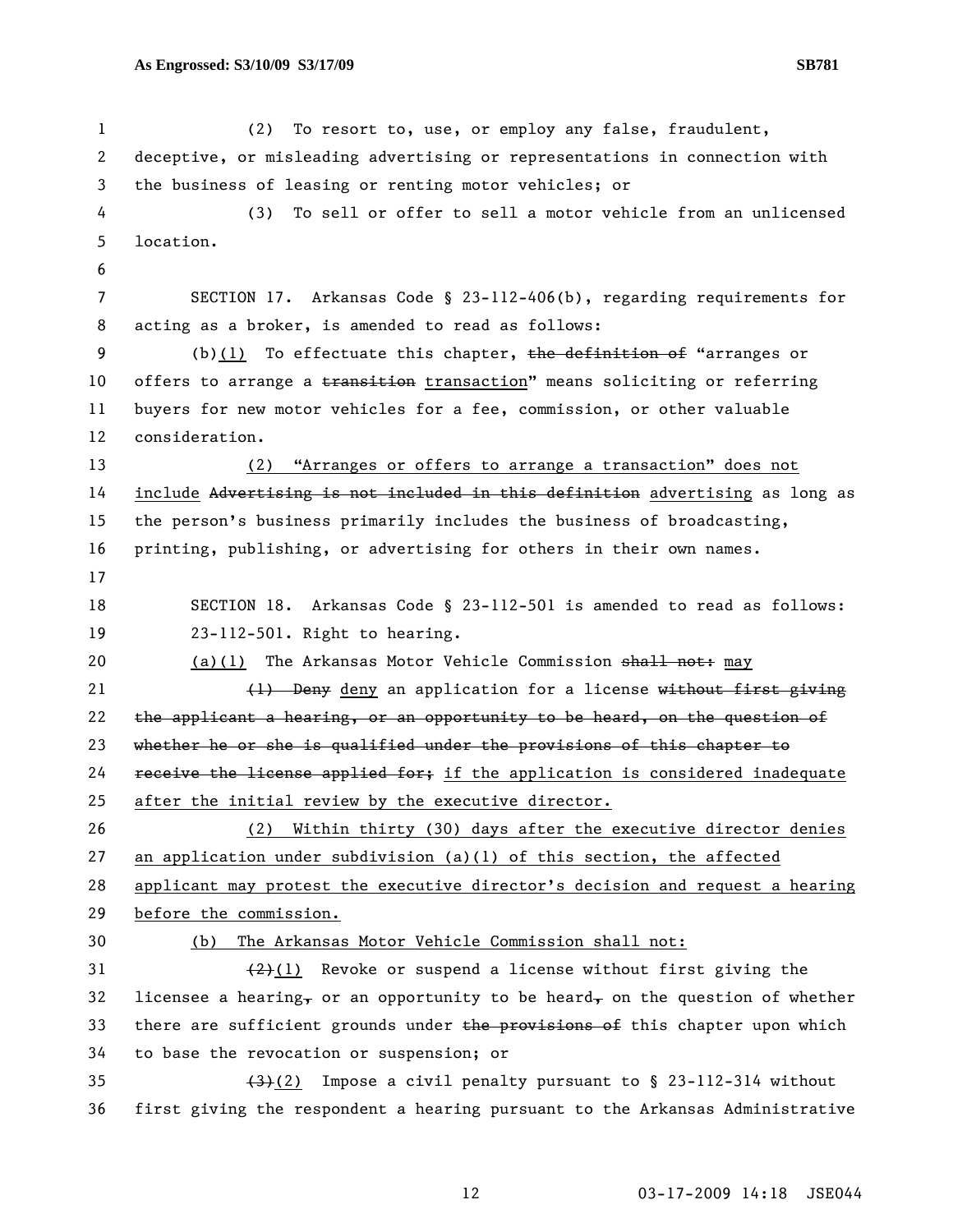(2) To resort to, use, or employ any false, fraudulent, deceptive, or misleading advertising or representations in connection with the business of leasing or renting motor vehicles; or

(3) To sell or offer to sell a motor vehicle from an unlicensed location.

SECTION 17. Arkansas Code § 23-112-406(b), regarding requirements for acting as a broker, is amended to read as follows:

(b)~~(1)~~ To effectuate this chapter, ~~the definition of~~ "arranges or offers to arrange a ~~transition~~ transaction" means soliciting or referring buyers for new motor vehicles for a fee, commission, or other valuable consideration.

(2) "Arranges or offers to arrange a transaction" does not include ~~Advertising is not included in this definition~~ advertising as long as the person's business primarily includes the business of broadcasting, printing, publishing, or advertising for others in their own names.

SECTION 18. Arkansas Code § 23-112-501 is amended to read as follows:

23-112-501. Right to hearing.

(a)(1) The Arkansas Motor Vehicle Commission ~~shall not:~~ may

~~(1) Deny~~ deny an application for a license ~~without first giving the applicant a hearing, or an opportunity to be heard, on the question of whether he or she is qualified under the provisions of this chapter to receive the license applied for;~~ if the application is considered inadequate after the initial review by the executive director.

(2) Within thirty (30) days after the executive director denies an application under subdivision (a)(1) of this section, the affected applicant may protest the executive director's decision and request a hearing before the commission.

(b) The Arkansas Motor Vehicle Commission shall not:

~~(2)~~(1) Revoke or suspend a license without first giving the licensee a hearing~~,~~ or an opportunity to be heard~~,~~ on the question of whether there are sufficient grounds under ~~the provisions of~~ this chapter upon which to base the revocation or suspension; or

~~(3)~~(2) Impose a civil penalty pursuant to § 23-112-314 without first giving the respondent a hearing pursuant to the Arkansas Administrative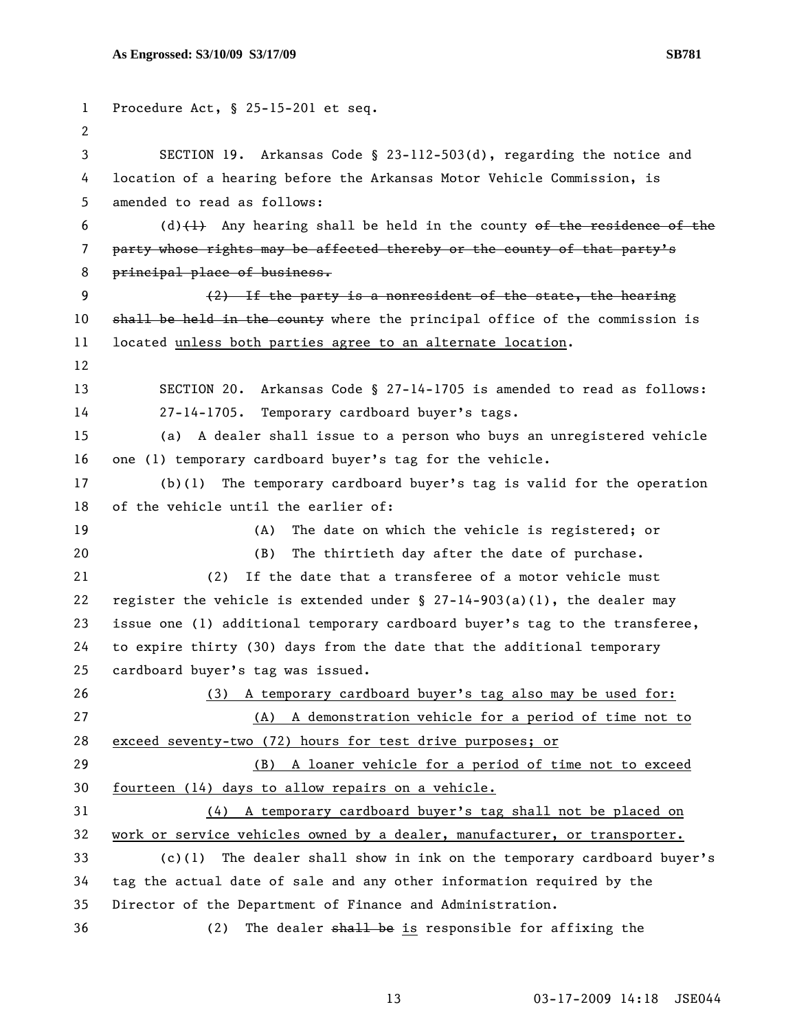Procedure Act, § 25-15-201 et seq.

SECTION 19. Arkansas Code § 23-112-503(d), regarding the notice and location of a hearing before the Arkansas Motor Vehicle Commission, is amended to read as follows:

(d)~~(1)~~ Any hearing shall be held in the county ~~of the residence of the party whose rights may be affected thereby or the county of that party's principal place of business.~~

~~(2) If the party is a nonresident of the state, the hearing shall be held in the county~~ where the principal office of the commission is located <u>unless both parties agree to an alternate location</u>.

SECTION 20. Arkansas Code § 27-14-1705 is amended to read as follows:

27-14-1705. Temporary cardboard buyer's tags.

(a) A dealer shall issue to a person who buys an unregistered vehicle one (1) temporary cardboard buyer's tag for the vehicle.

(b)(1) The temporary cardboard buyer's tag is valid for the operation of the vehicle until the earlier of:

(A) The date on which the vehicle is registered; or

(B) The thirtieth day after the date of purchase.

(2) If the date that a transferee of a motor vehicle must register the vehicle is extended under § 27-14-903(a)(1), the dealer may issue one (1) additional temporary cardboard buyer's tag to the transferee, to expire thirty (30) days from the date that the additional temporary cardboard buyer's tag was issued.

<u>(3) A temporary cardboard buyer's tag also may be used for:</u>

<u>(A) A demonstration vehicle for a period of time not to exceed seventy-two (72) hours for test drive purposes; or</u>

<u>(B) A loaner vehicle for a period of time not to exceed fourteen (14) days to allow repairs on a vehicle.</u>

<u>(4) A temporary cardboard buyer's tag shall not be placed on work or service vehicles owned by a dealer, manufacturer, or transporter.</u>

(c)(1) The dealer shall show in ink on the temporary cardboard buyer's tag the actual date of sale and any other information required by the Director of the Department of Finance and Administration.

(2) The dealer ~~shall be~~ <u>is</u> responsible for affixing the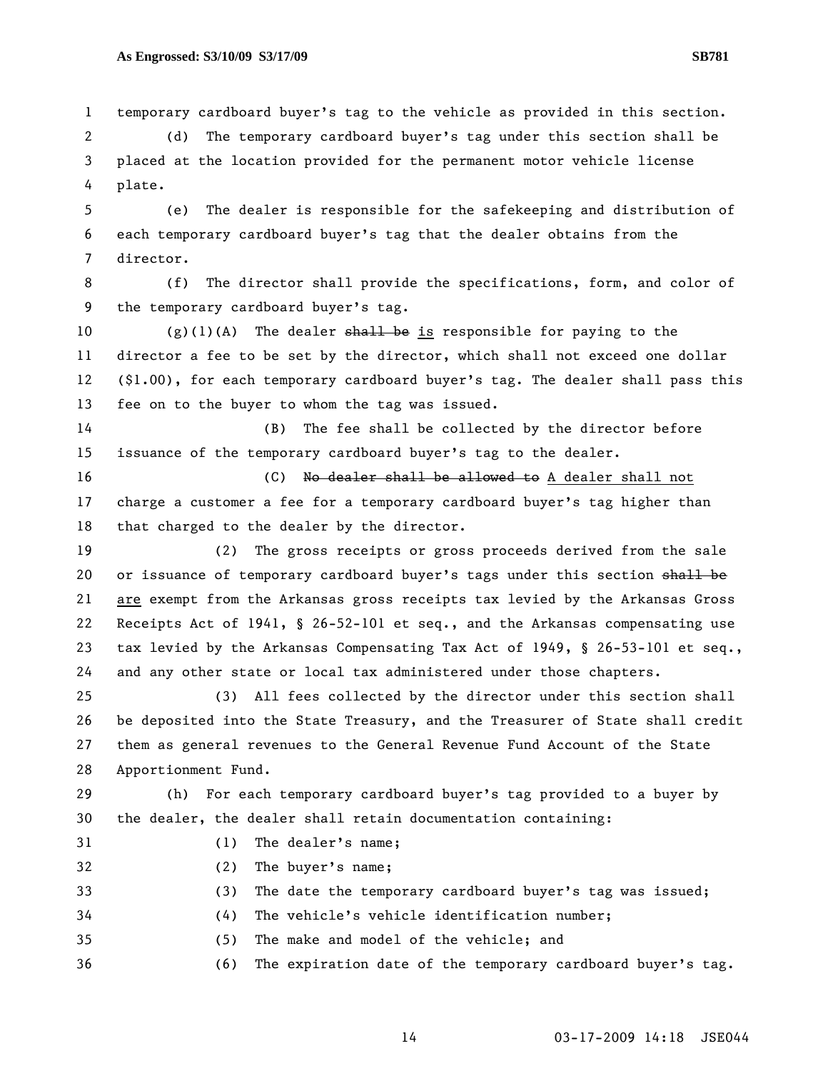temporary cardboard buyer's tag to the vehicle as provided in this section.

(d) The temporary cardboard buyer's tag under this section shall be placed at the location provided for the permanent motor vehicle license plate.

(e) The dealer is responsible for the safekeeping and distribution of each temporary cardboard buyer's tag that the dealer obtains from the director.

(f) The director shall provide the specifications, form, and color of the temporary cardboard buyer's tag.

(g)(1)(A) The dealer ~~shall be~~ is responsible for paying to the director a fee to be set by the director, which shall not exceed one dollar ($1.00), for each temporary cardboard buyer's tag. The dealer shall pass this fee on to the buyer to whom the tag was issued.

(B) The fee shall be collected by the director before issuance of the temporary cardboard buyer's tag to the dealer.

(C) ~~No dealer shall be allowed to~~ A dealer shall not charge a customer a fee for a temporary cardboard buyer's tag higher than that charged to the dealer by the director.

(2) The gross receipts or gross proceeds derived from the sale or issuance of temporary cardboard buyer's tags under this section ~~shall be~~ are exempt from the Arkansas gross receipts tax levied by the Arkansas Gross Receipts Act of 1941, § 26-52-101 et seq., and the Arkansas compensating use tax levied by the Arkansas Compensating Tax Act of 1949, § 26-53-101 et seq., and any other state or local tax administered under those chapters.

(3) All fees collected by the director under this section shall be deposited into the State Treasury, and the Treasurer of State shall credit them as general revenues to the General Revenue Fund Account of the State Apportionment Fund.

(h) For each temporary cardboard buyer's tag provided to a buyer by the dealer, the dealer shall retain documentation containing:

(1) The dealer's name;

(2) The buyer's name;

(3) The date the temporary cardboard buyer's tag was issued;

(4) The vehicle's vehicle identification number;

(5) The make and model of the vehicle; and

(6) The expiration date of the temporary cardboard buyer's tag.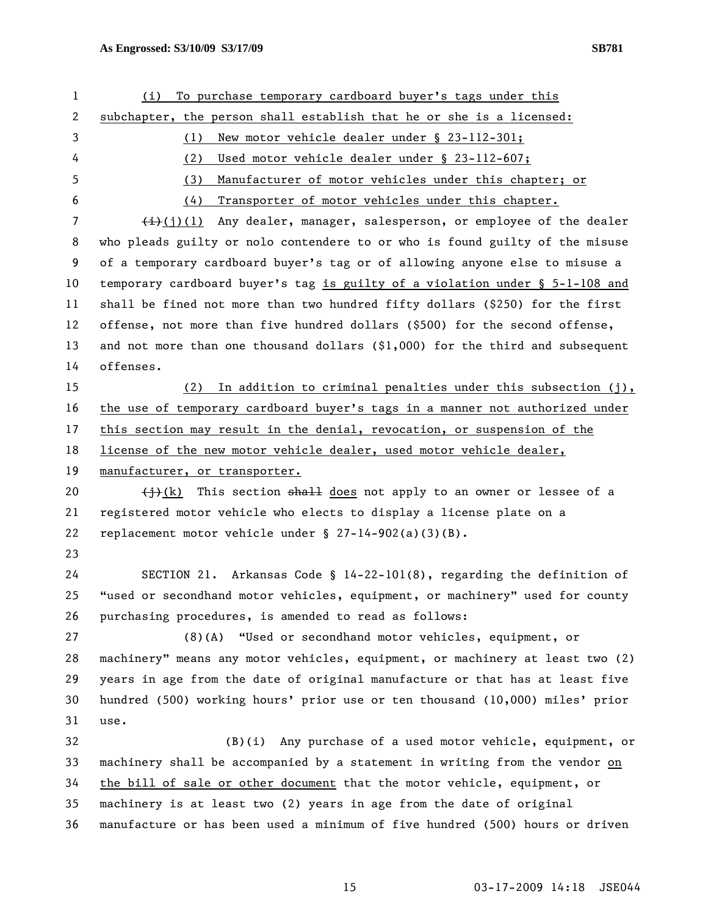(i) To purchase temporary cardboard buyer's tags under this subchapter, the person shall establish that he or she is a licensed:

(1) New motor vehicle dealer under § 23-112-301;

(2) Used motor vehicle dealer under § 23-112-607;

(3) Manufacturer of motor vehicles under this chapter; or

(4) Transporter of motor vehicles under this chapter.

~~(i)~~(j)(1) Any dealer, manager, salesperson, or employee of the dealer who pleads guilty or nolo contendere to or who is found guilty of the misuse of a temporary cardboard buyer's tag or of allowing anyone else to misuse a temporary cardboard buyer's tag is guilty of a violation under § 5-1-108 and shall be fined not more than two hundred fifty dollars ($250) for the first offense, not more than five hundred dollars ($500) for the second offense, and not more than one thousand dollars ($1,000) for the third and subsequent offenses.

(2) In addition to criminal penalties under this subsection (j), the use of temporary cardboard buyer's tags in a manner not authorized under this section may result in the denial, revocation, or suspension of the license of the new motor vehicle dealer, used motor vehicle dealer, manufacturer, or transporter.

~~(j)~~(k) This section ~~shall~~ does not apply to an owner or lessee of a registered motor vehicle who elects to display a license plate on a replacement motor vehicle under § 27-14-902(a)(3)(B).

SECTION 21. Arkansas Code § 14-22-101(8), regarding the definition of "used or secondhand motor vehicles, equipment, or machinery" used for county purchasing procedures, is amended to read as follows:

(8)(A) "Used or secondhand motor vehicles, equipment, or machinery" means any motor vehicles, equipment, or machinery at least two (2) years in age from the date of original manufacture or that has at least five hundred (500) working hours' prior use or ten thousand (10,000) miles' prior use.

(B)(i) Any purchase of a used motor vehicle, equipment, or machinery shall be accompanied by a statement in writing from the vendor on the bill of sale or other document that the motor vehicle, equipment, or machinery is at least two (2) years in age from the date of original manufacture or has been used a minimum of five hundred (500) hours or driven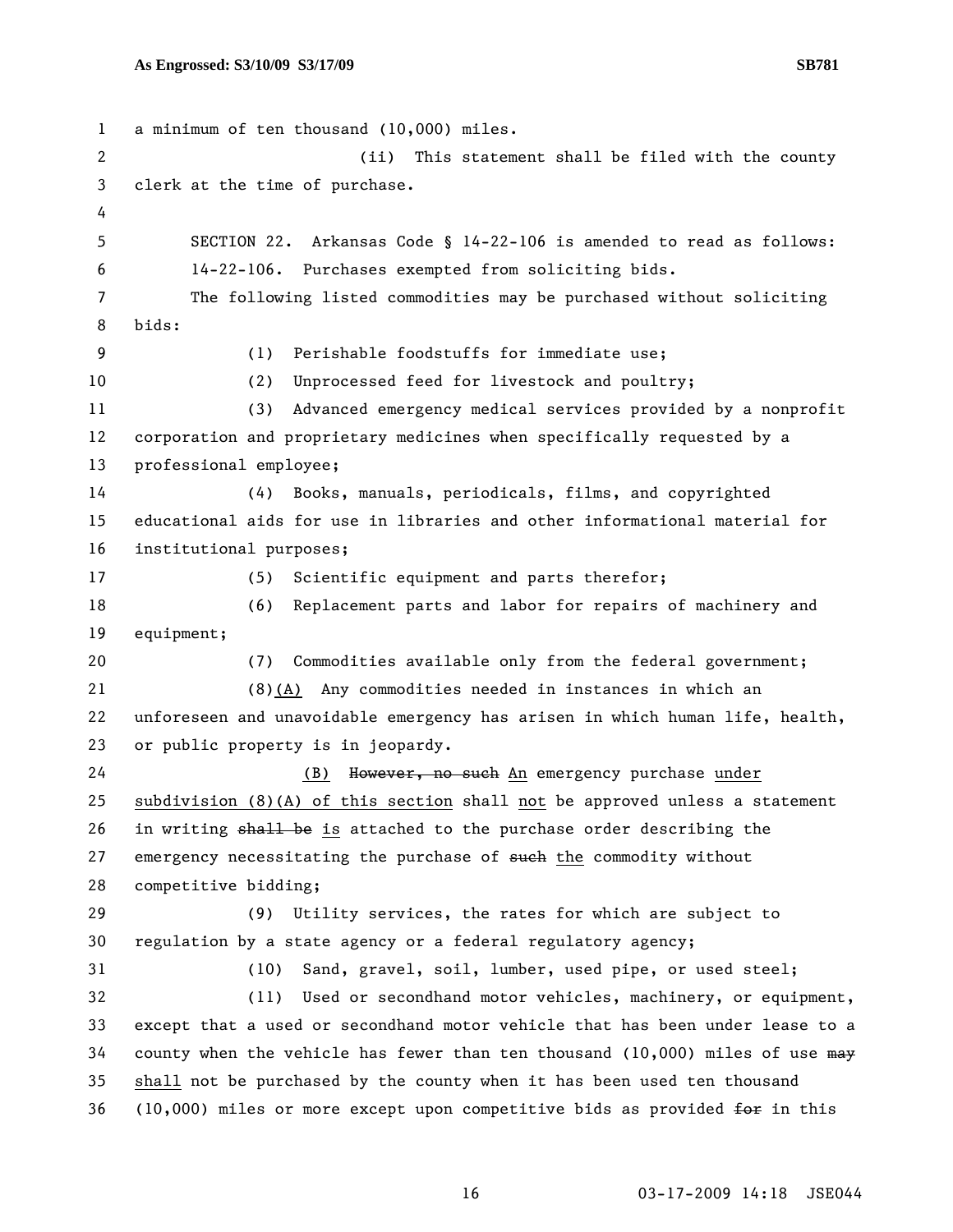a minimum of ten thousand (10,000) miles.

(ii) This statement shall be filed with the county clerk at the time of purchase.

SECTION 22. Arkansas Code § 14-22-106 is amended to read as follows:

14-22-106. Purchases exempted from soliciting bids.

The following listed commodities may be purchased without soliciting bids:

(1) Perishable foodstuffs for immediate use;

(2) Unprocessed feed for livestock and poultry;

(3) Advanced emergency medical services provided by a nonprofit corporation and proprietary medicines when specifically requested by a professional employee;

(4) Books, manuals, periodicals, films, and copyrighted educational aids for use in libraries and other informational material for institutional purposes;

(5) Scientific equipment and parts therefor;

(6) Replacement parts and labor for repairs of machinery and equipment;

(7) Commodities available only from the federal government;

(8)(A) Any commodities needed in instances in which an unforeseen and unavoidable emergency has arisen in which human life, health, or public property is in jeopardy.

(B) ~~However, no such~~ An emergency purchase under subdivision (8)(A) of this section shall not be approved unless a statement in writing ~~shall be~~ is attached to the purchase order describing the emergency necessitating the purchase of ~~such~~ the commodity without competitive bidding;

(9) Utility services, the rates for which are subject to regulation by a state agency or a federal regulatory agency;

(10) Sand, gravel, soil, lumber, used pipe, or used steel;

(11) Used or secondhand motor vehicles, machinery, or equipment, except that a used or secondhand motor vehicle that has been under lease to a county when the vehicle has fewer than ten thousand (10,000) miles of use ~~may~~ shall not be purchased by the county when it has been used ten thousand (10,000) miles or more except upon competitive bids as provided ~~for~~ in this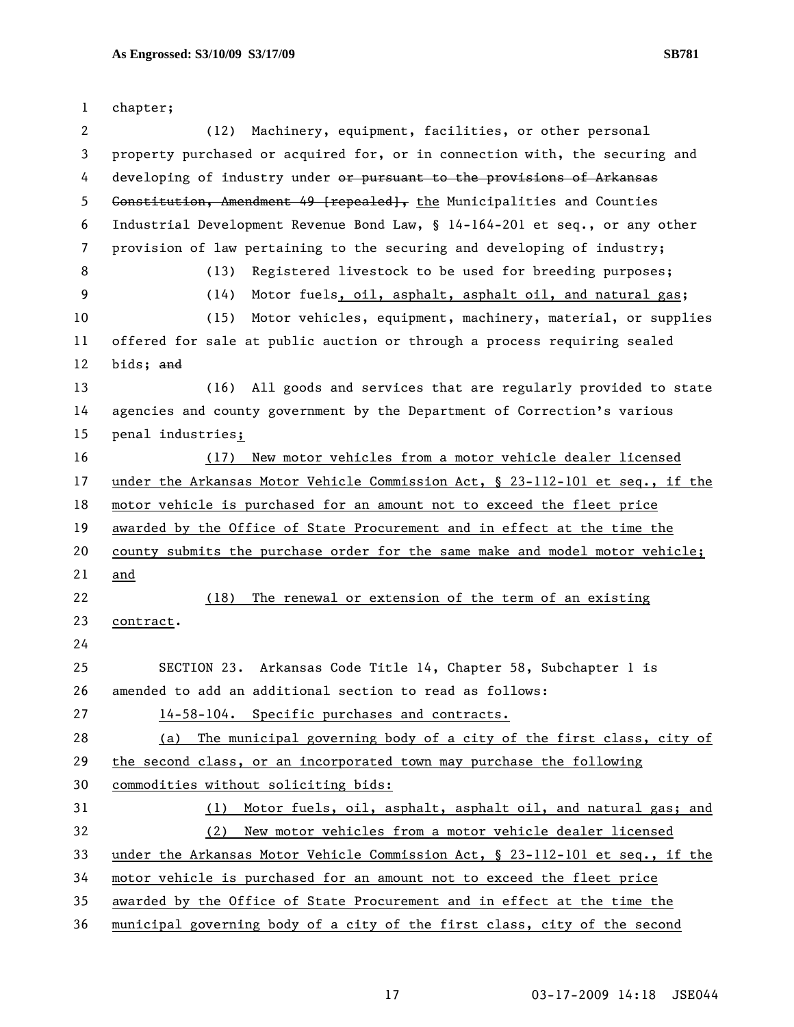chapter;

(12) Machinery, equipment, facilities, or other personal property purchased or acquired for, or in connection with, the securing and developing of industry under ~~or pursuant to the provisions of Arkansas Constitution, Amendment 49 [repealed],~~ the Municipalities and Counties Industrial Development Revenue Bond Law, § 14-164-201 et seq., or any other provision of law pertaining to the securing and developing of industry;

(13) Registered livestock to be used for breeding purposes;

(14) Motor fuels, oil, asphalt, asphalt oil, and natural gas;

(15) Motor vehicles, equipment, machinery, material, or supplies offered for sale at public auction or through a process requiring sealed bids; ~~and~~

(16) All goods and services that are regularly provided to state agencies and county government by the Department of Correction's various penal industries;

(17) New motor vehicles from a motor vehicle dealer licensed under the Arkansas Motor Vehicle Commission Act, § 23-112-101 et seq., if the motor vehicle is purchased for an amount not to exceed the fleet price awarded by the Office of State Procurement and in effect at the time the county submits the purchase order for the same make and model motor vehicle; and

(18) The renewal or extension of the term of an existing contract.

SECTION 23. Arkansas Code Title 14, Chapter 58, Subchapter 1 is amended to add an additional section to read as follows:

14-58-104. Specific purchases and contracts.

(a) The municipal governing body of a city of the first class, city of the second class, or an incorporated town may purchase the following commodities without soliciting bids:

(1) Motor fuels, oil, asphalt, asphalt oil, and natural gas; and

(2) New motor vehicles from a motor vehicle dealer licensed under the Arkansas Motor Vehicle Commission Act, § 23-112-101 et seq., if the motor vehicle is purchased for an amount not to exceed the fleet price awarded by the Office of State Procurement and in effect at the time the municipal governing body of a city of the first class, city of the second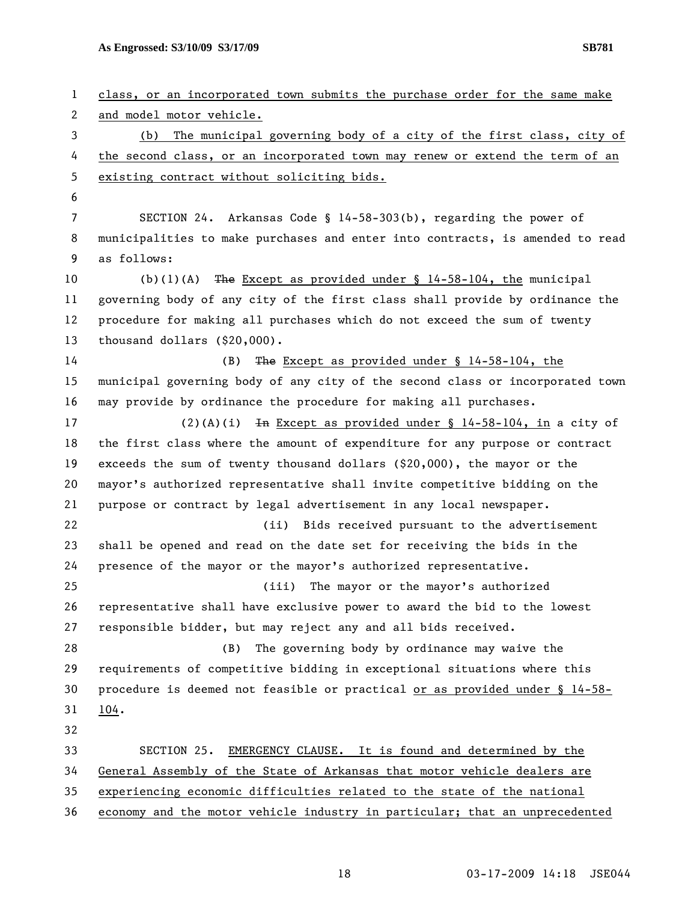class, or an incorporated town submits the purchase order for the same make and model motor vehicle.

(b) The municipal governing body of a city of the first class, city of the second class, or an incorporated town may renew or extend the term of an existing contract without soliciting bids.

SECTION 24. Arkansas Code § 14-58-303(b), regarding the power of municipalities to make purchases and enter into contracts, is amended to read as follows:

(b)(1)(A) ~~The~~ Except as provided under § 14-58-104, the municipal governing body of any city of the first class shall provide by ordinance the procedure for making all purchases which do not exceed the sum of twenty thousand dollars ($20,000).

(B) ~~The~~ Except as provided under § 14-58-104, the municipal governing body of any city of the second class or incorporated town may provide by ordinance the procedure for making all purchases.

(2)(A)(i) ~~In~~ Except as provided under § 14-58-104, in a city of the first class where the amount of expenditure for any purpose or contract exceeds the sum of twenty thousand dollars ($20,000), the mayor or the mayor's authorized representative shall invite competitive bidding on the purpose or contract by legal advertisement in any local newspaper.

(ii) Bids received pursuant to the advertisement shall be opened and read on the date set for receiving the bids in the presence of the mayor or the mayor's authorized representative.

(iii) The mayor or the mayor's authorized representative shall have exclusive power to award the bid to the lowest responsible bidder, but may reject any and all bids received.

(B) The governing body by ordinance may waive the requirements of competitive bidding in exceptional situations where this procedure is deemed not feasible or practical or as provided under § 14-58-104.

SECTION 25. EMERGENCY CLAUSE. It is found and determined by the General Assembly of the State of Arkansas that motor vehicle dealers are experiencing economic difficulties related to the state of the national economy and the motor vehicle industry in particular; that an unprecedented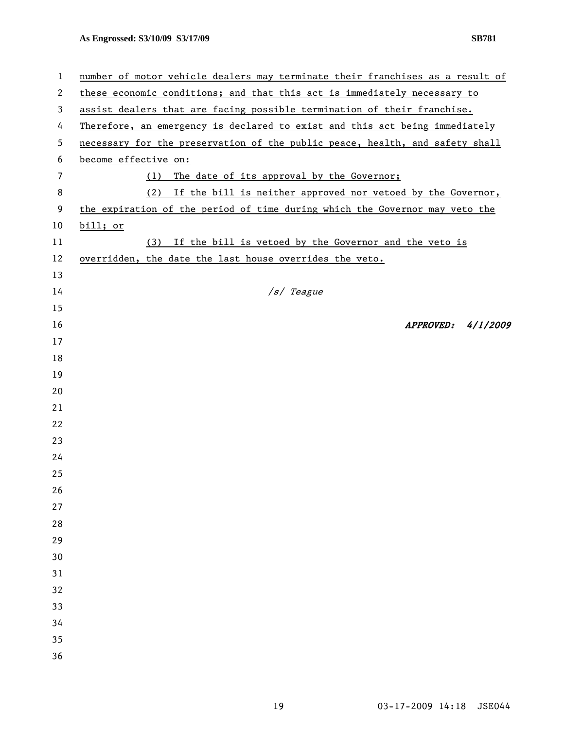number of motor vehicle dealers may terminate their franchises as a result of these economic conditions; and that this act is immediately necessary to assist dealers that are facing possible termination of their franchise. Therefore, an emergency is declared to exist and this act being immediately necessary for the preservation of the public peace, health, and safety shall become effective on:

(1) The date of its approval by the Governor;

(2) If the bill is neither approved nor vetoed by the Governor, the expiration of the period of time during which the Governor may veto the bill; or

(3) If the bill is vetoed by the Governor and the veto is overridden, the date the last house overrides the veto.

*/s/ Teague*

***APPROVED: 4/1/2009***